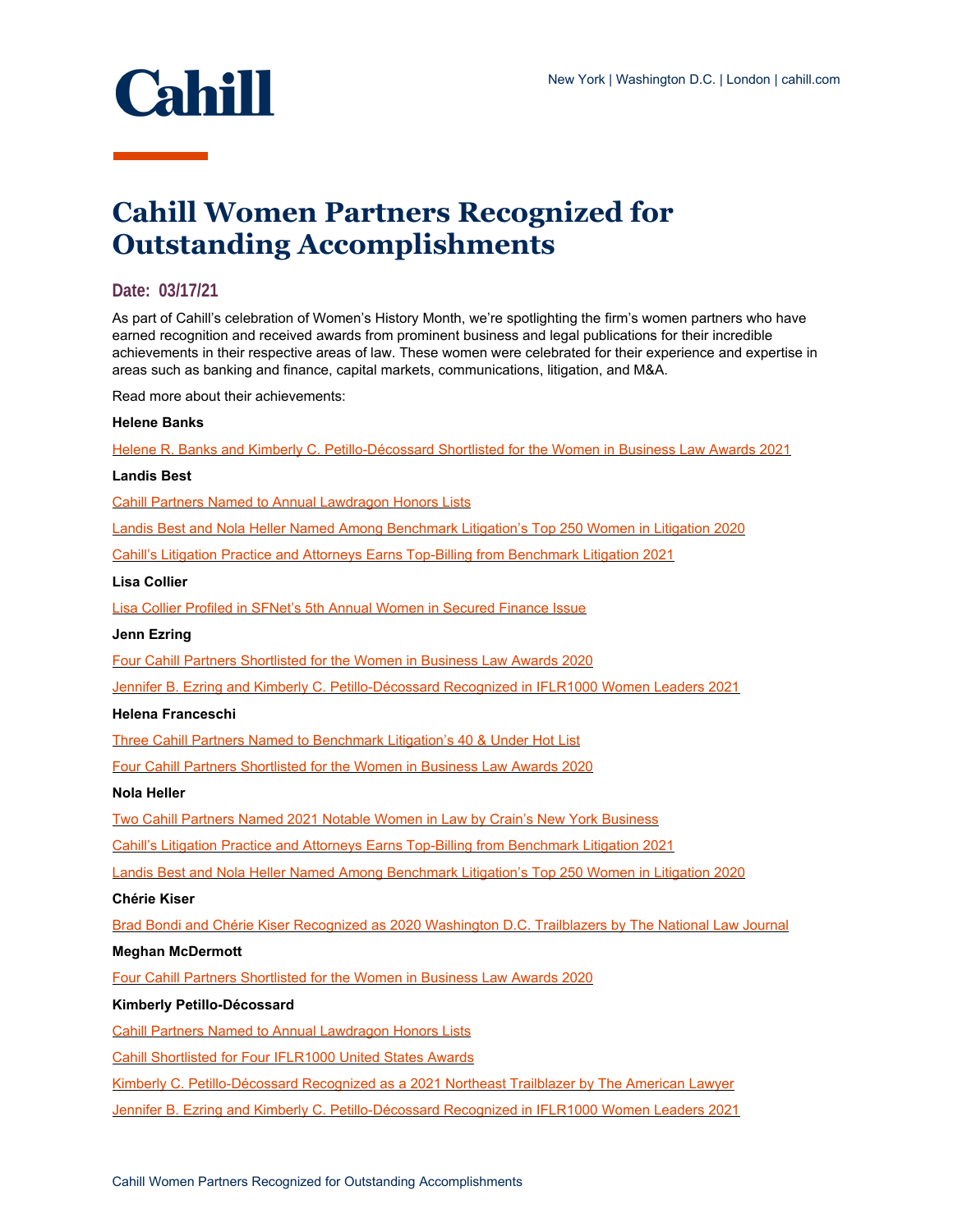# Cahill Women Partners Recognized for Outstanding Accomplishments

**Date: 03/17/21**

As part of Cahill's celebration of Women's History Month, we're spotlighting the firm's women partners who have earned recognition and received awards from prominent business and legal publications for their incredible achievements in their respective areas of law. These women were celebrated for their experience and expertise in areas such as banking and finance, capital markets, communications, litigation, and M&A.

Read more about their achievements:

**Helene Banks**

Helene R. Banks and Kimberly C. Petillo-Décossard Shortlisted for the Women in Business Law Awards 2021

**Landis Best**

Cahill Partners Named to Annual Lawdragon Honors Lists

Landis Best and Nola Heller Named Among Benchmark Litigation's Top 250 Women in Litigation 2020

Cahill's Litigation Practice and Attorneys Earns Top-Billing from Benchmark Litigation 2021

**Lisa Collier**

Lisa Collier Profiled in SFNet's 5th Annual Women in Secured Finance Issue

**Jenn Ezring**

Four Cahill Partners Shortlisted for the Women in Business Law Awards 2020

Jennifer B. Ezring and Kimberly C. Petillo-Décossard Recognized in IFLR1000 Women Leaders 2021

**Helena Franceschi**

Three Cahill Partners Named to Benchmark Litigation's 40 & Under Hot List

Four Cahill Partners Shortlisted for the Women in Business Law Awards 2020

**Nola Heller**

Two Cahill Partners Named 2021 Notable Women in Law by Crain's New York Business

Cahill's Litigation Practice and Attorneys Earns Top-Billing from Benchmark Litigation 2021

Landis Best and Nola Heller Named Among Benchmark Litigation's Top 250 Women in Litigation 2020

**Chérie Kiser**

Brad Bondi and Chérie Kiser Recognized as 2020 Washington D.C. Trailblazers by The National Law Journal

**Meghan McDermott**

Four Cahill Partners Shortlisted for the Women in Business Law Awards 2020

**Kimberly Petillo-Décossard**

Cahill Partners Named to Annual Lawdragon Honors Lists

Cahill Shortlisted for Four IFLR1000 United States Awards

Kimberly C. Petillo-Décossard Recognized as a 2021 Northeast Trailblazer by The American Lawyer

Jennifer B. Ezring and Kimberly C. Petillo-Décossard Recognized in IFLR1000 Women Leaders 2021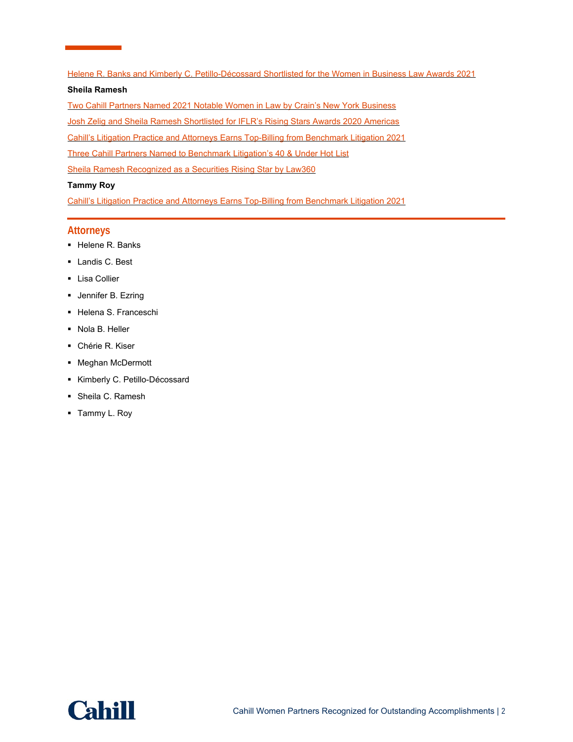Helene R. Banks and Kimberly C. Petillo-Décossard Shortlisted for the Women in Business Law Awards 2021

**Sheila Ramesh**

Two Cahill Partners Named 2021 Notable Women in Law by Crain's New York Business

Josh Zelig and Sheila Ramesh Shortlisted for IFLR's Rising Stars Awards 2020 Americas

Cahill's Litigation Practice and Attorneys Earns Top-Billing from Benchmark Litigation 2021

Three Cahill Partners Named to Benchmark Litigation's 40 & Under Hot List

Sheila Ramesh Recognized as a Securities Rising Star by Law360

**Tammy Roy**

Cahill's Litigation Practice and Attorneys Earns Top-Billing from Benchmark Litigation 2021

## Attorneys

- Helene R. Banks
- Landis C. Best
- Lisa Collier
- Jennifer B. Ezring
- Helena S. Franceschi
- Nola B. Heller
- Chérie R. Kiser
- Meghan McDermott
- Kimberly C. Petillo-Décossard
- Sheila C. Ramesh
- Tammy L. Roy